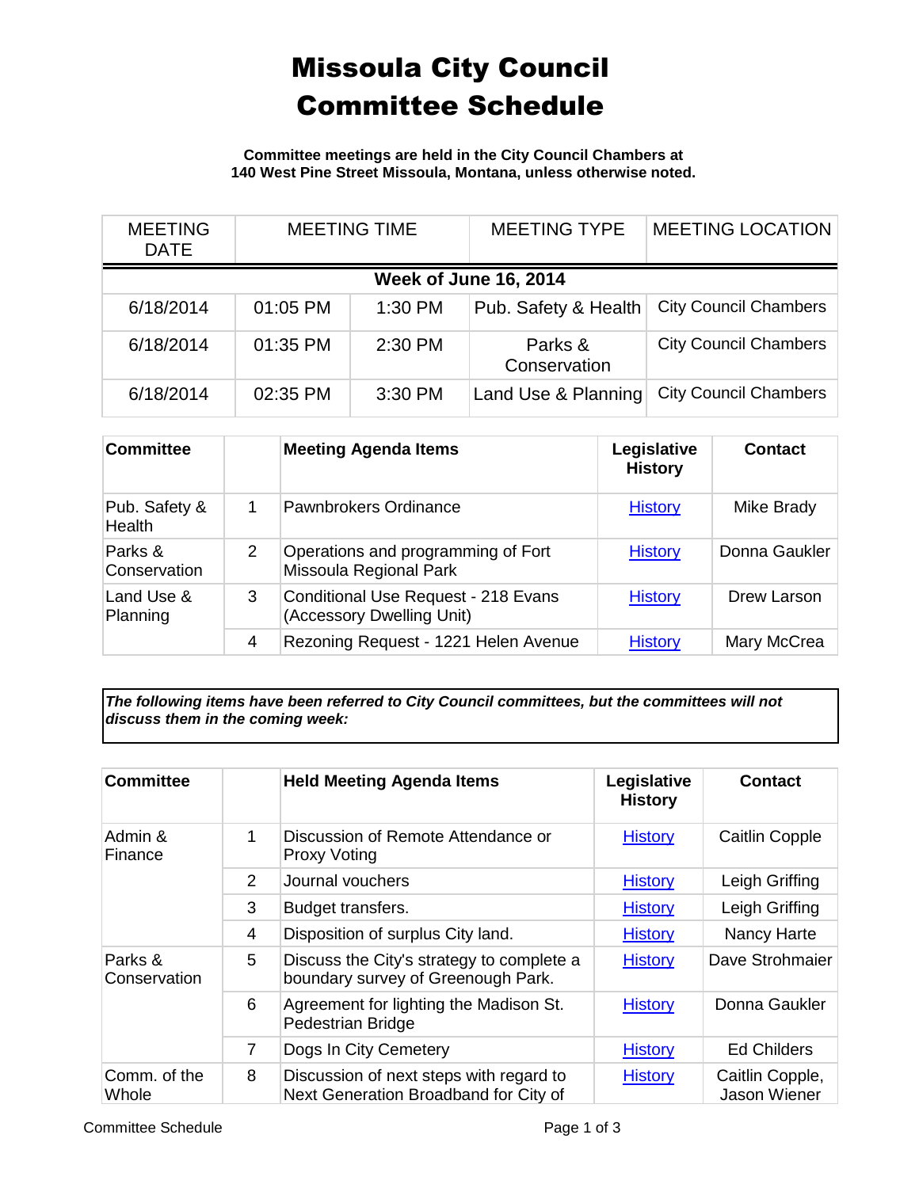# Missoula City Council Committee Schedule

**Committee meetings are held in the City Council Chambers at 140 West Pine Street Missoula, Montana, unless otherwise noted.**

| MEETING DATE | MEETING TIME | | MEETING TYPE | MEETING LOCATION |
|---|---|---|---|---|
| **Week of June 16, 2014** | | | | |
| 6/18/2014 | 01:05 PM | 1:30 PM | Pub. Safety & Health | City Council Chambers |
| 6/18/2014 | 01:35 PM | 2:30 PM | Parks & Conservation | City Council Chambers |
| 6/18/2014 | 02:35 PM | 3:30 PM | Land Use & Planning | City Council Chambers |

| Committee | | Meeting Agenda Items | Legislative History | Contact |
|---|---|---|---|---|
| Pub. Safety & Health | 1 | Pawnbrokers Ordinance | History | Mike Brady |
| Parks & Conservation | 2 | Operations and programming of Fort Missoula Regional Park | History | Donna Gaukler |
| Land Use & Planning | 3 | Conditional Use Request - 218 Evans (Accessory Dwelling Unit) | History | Drew Larson |
| | 4 | Rezoning Request - 1221 Helen Avenue | History | Mary McCrea |

***The following items have been referred to City Council committees, but the committees will not discuss them in the coming week:***

| Committee | | Held Meeting Agenda Items | Legislative History | Contact |
|---|---|---|---|---|
| Admin & Finance | 1 | Discussion of Remote Attendance or Proxy Voting | History | Caitlin Copple |
| | 2 | Journal vouchers | History | Leigh Griffing |
| | 3 | Budget transfers. | History | Leigh Griffing |
| | 4 | Disposition of surplus City land. | History | Nancy Harte |
| Parks & Conservation | 5 | Discuss the City's strategy to complete a boundary survey of Greenough Park. | History | Dave Strohmaier |
| | 6 | Agreement for lighting the Madison St. Pedestrian Bridge | History | Donna Gaukler |
| | 7 | Dogs In City Cemetery | History | Ed Childers |
| Comm. of the Whole | 8 | Discussion of next steps with regard to Next Generation Broadband for City of | History | Caitlin Copple, Jason Wiener |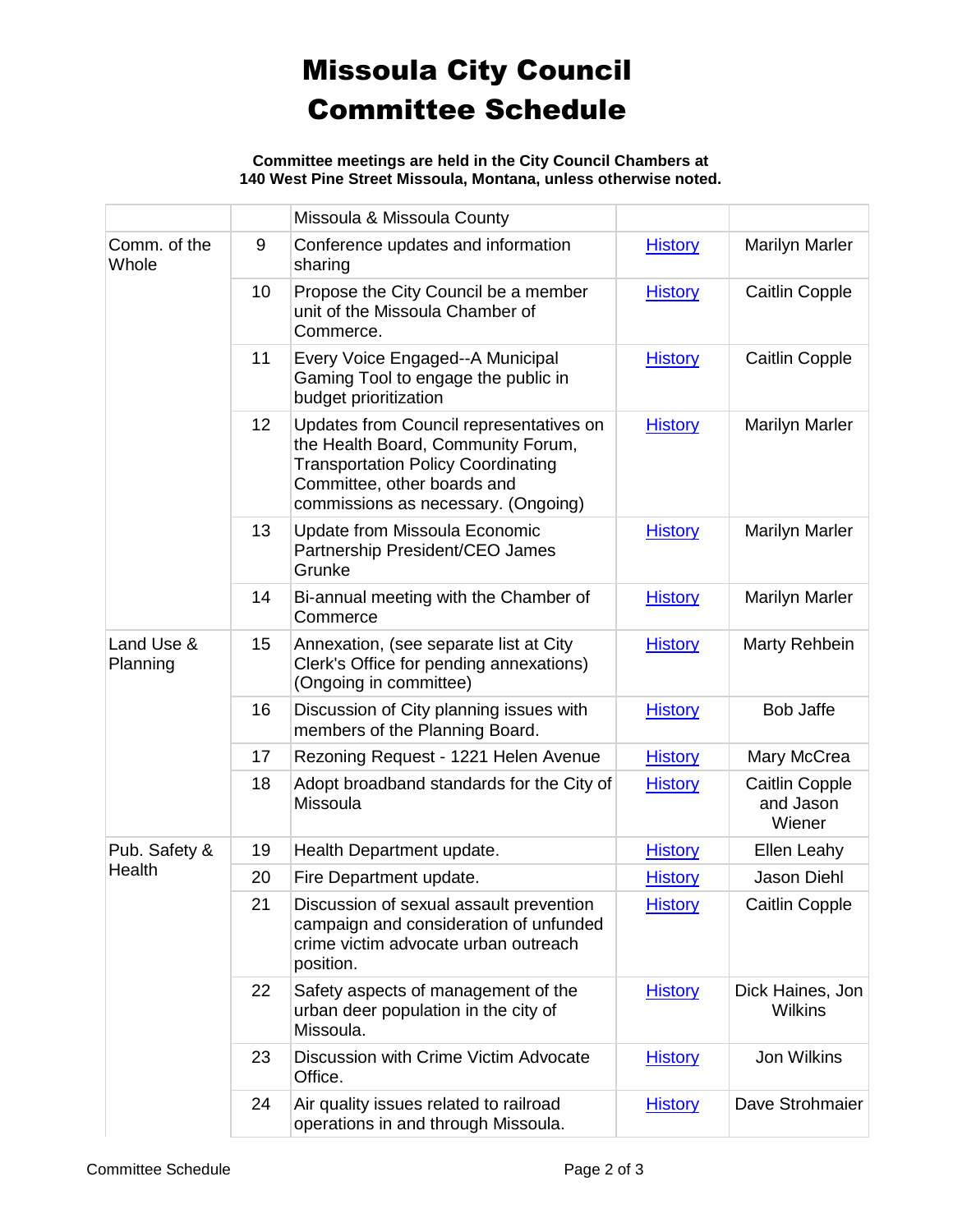# Missoula City Council Committee Schedule

**Committee meetings are held in the City Council Chambers at 140 West Pine Street Missoula, Montana, unless otherwise noted.**

| | | | | |
|---|---|---|---|---|
| | | Missoula & Missoula County | | |
| Comm. of the Whole | 9 | Conference updates and information sharing | History | Marilyn Marler |
| | 10 | Propose the City Council be a member unit of the Missoula Chamber of Commerce. | History | Caitlin Copple |
| | 11 | Every Voice Engaged--A Municipal Gaming Tool to engage the public in budget prioritization | History | Caitlin Copple |
| | 12 | Updates from Council representatives on the Health Board, Community Forum, Transportation Policy Coordinating Committee, other boards and commissions as necessary. (Ongoing) | History | Marilyn Marler |
| | 13 | Update from Missoula Economic Partnership President/CEO James Grunke | History | Marilyn Marler |
| | 14 | Bi-annual meeting with the Chamber of Commerce | History | Marilyn Marler |
| Land Use & Planning | 15 | Annexation, (see separate list at City Clerk's Office for pending annexations) (Ongoing in committee) | History | Marty Rehbein |
| | 16 | Discussion of City planning issues with members of the Planning Board. | History | Bob Jaffe |
| | 17 | Rezoning Request - 1221 Helen Avenue | History | Mary McCrea |
| | 18 | Adopt broadband standards for the City of Missoula | History | Caitlin Copple and Jason Wiener |
| Pub. Safety & Health | 19 | Health Department update. | History | Ellen Leahy |
| | 20 | Fire Department update. | History | Jason Diehl |
| | 21 | Discussion of sexual assault prevention campaign and consideration of unfunded crime victim advocate urban outreach position. | History | Caitlin Copple |
| | 22 | Safety aspects of management of the urban deer population in the city of Missoula. | History | Dick Haines, Jon Wilkins |
| | 23 | Discussion with Crime Victim Advocate Office. | History | Jon Wilkins |
| | 24 | Air quality issues related to railroad operations in and through Missoula. | History | Dave Strohmaier |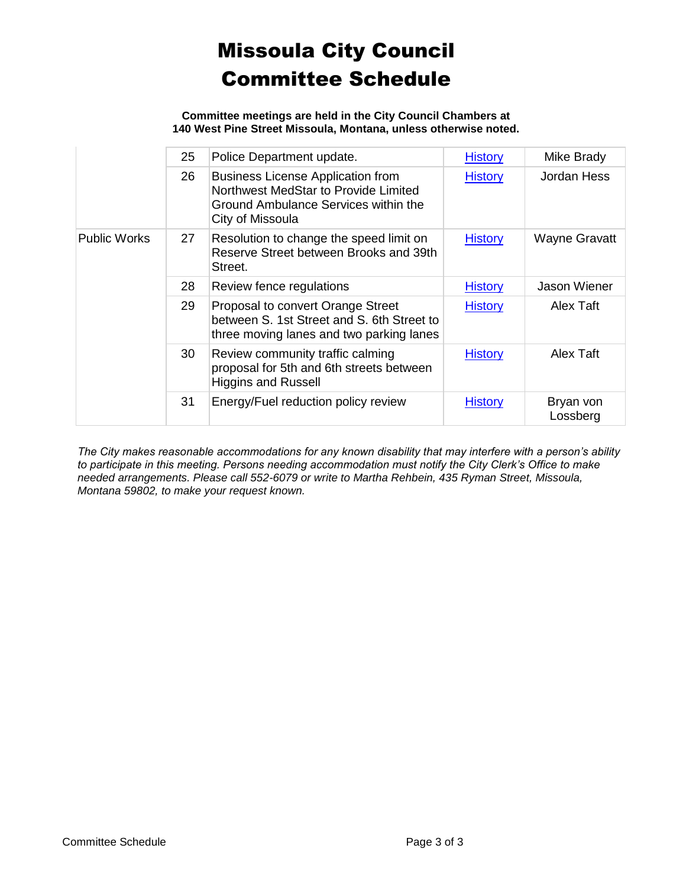# Missoula City Council Committee Schedule

**Committee meetings are held in the City Council Chambers at 140 West Pine Street Missoula, Montana, unless otherwise noted.**

| | | | | |
|---|---|---|---|---|
| | 25 | Police Department update. | History | Mike Brady |
| | 26 | Business License Application from Northwest MedStar to Provide Limited Ground Ambulance Services within the City of Missoula | History | Jordan Hess |
| Public Works | 27 | Resolution to change the speed limit on Reserve Street between Brooks and 39th Street. | History | Wayne Gravatt |
| | 28 | Review fence regulations | History | Jason Wiener |
| | 29 | Proposal to convert Orange Street between S. 1st Street and S. 6th Street to three moving lanes and two parking lanes | History | Alex Taft |
| | 30 | Review community traffic calming proposal for 5th and 6th streets between Higgins and Russell | History | Alex Taft |
| | 31 | Energy/Fuel reduction policy review | History | Bryan von Lossberg |

*The City makes reasonable accommodations for any known disability that may interfere with a person's ability to participate in this meeting. Persons needing accommodation must notify the City Clerk's Office to make needed arrangements. Please call 552-6079 or write to Martha Rehbein, 435 Ryman Street, Missoula, Montana 59802, to make your request known.*